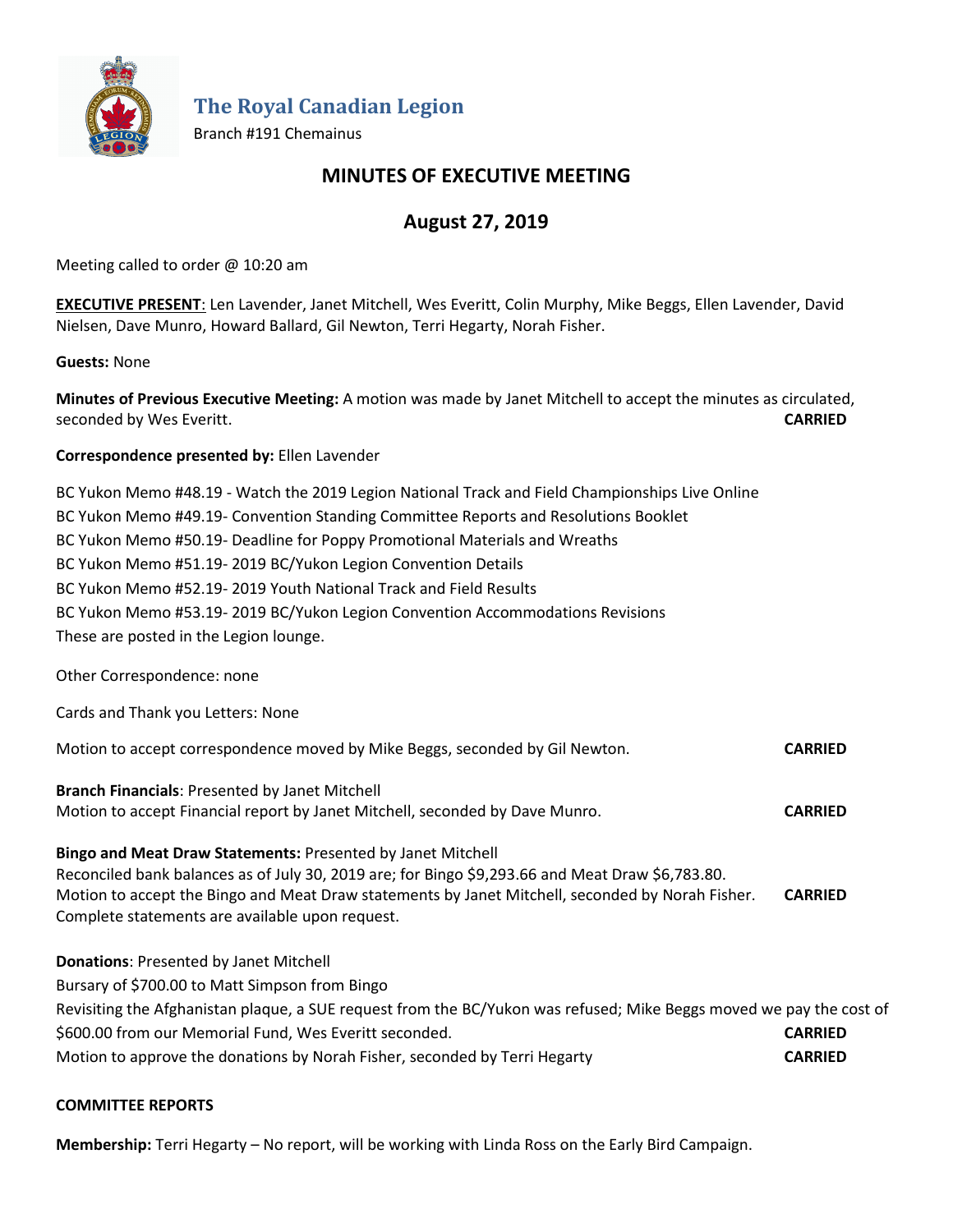# The Royal Canadian Legion

Branch #191 Chemainus

## MINUTES OF EXECUTIVE MEETING

## August 27, 2019

Meeting called to order @ 10:20 am

**EXECUTIVE PRESENT**: Len Lavender, Janet Mitchell, Wes Everitt, Colin Murphy, Mike Beggs, Ellen Lavender, David Nielsen, Dave Munro, Howard Ballard, Gil Newton, Terri Hegarty, Norah Fisher.

**Guests:** None

**Minutes of Previous Executive Meeting:** A motion was made by Janet Mitchell to accept the minutes as circulated, seconded by Wes Everitt. **CARRIED**

**Correspondence presented by:** Ellen Lavender

BC Yukon Memo #48.19 - Watch the 2019 Legion National Track and Field Championships Live Online
BC Yukon Memo #49.19- Convention Standing Committee Reports and Resolutions Booklet
BC Yukon Memo #50.19- Deadline for Poppy Promotional Materials and Wreaths
BC Yukon Memo #51.19- 2019 BC/Yukon Legion Convention Details
BC Yukon Memo #52.19- 2019 Youth National Track and Field Results
BC Yukon Memo #53.19- 2019 BC/Yukon Legion Convention Accommodations Revisions
These are posted in the Legion lounge.

Other Correspondence: none

Cards and Thank you Letters: None

Motion to accept correspondence moved by Mike Beggs, seconded by Gil Newton. **CARRIED**

**Branch Financials**: Presented by Janet Mitchell
Motion to accept Financial report by Janet Mitchell, seconded by Dave Munro. **CARRIED**

**Bingo and Meat Draw Statements:** Presented by Janet Mitchell
Reconciled bank balances as of July 30, 2019 are; for Bingo $9,293.66 and Meat Draw $6,783.80.
Motion to accept the Bingo and Meat Draw statements by Janet Mitchell, seconded by Norah Fisher. **CARRIED**
Complete statements are available upon request.

**Donations**: Presented by Janet Mitchell
Bursary of $700.00 to Matt Simpson from Bingo
Revisiting the Afghanistan plaque, a SUE request from the BC/Yukon was refused; Mike Beggs moved we pay the cost of $600.00 from our Memorial Fund, Wes Everitt seconded. **CARRIED**
Motion to approve the donations by Norah Fisher, seconded by Terri Hegarty **CARRIED**

**COMMITTEE REPORTS**

**Membership:** Terri Hegarty – No report, will be working with Linda Ross on the Early Bird Campaign.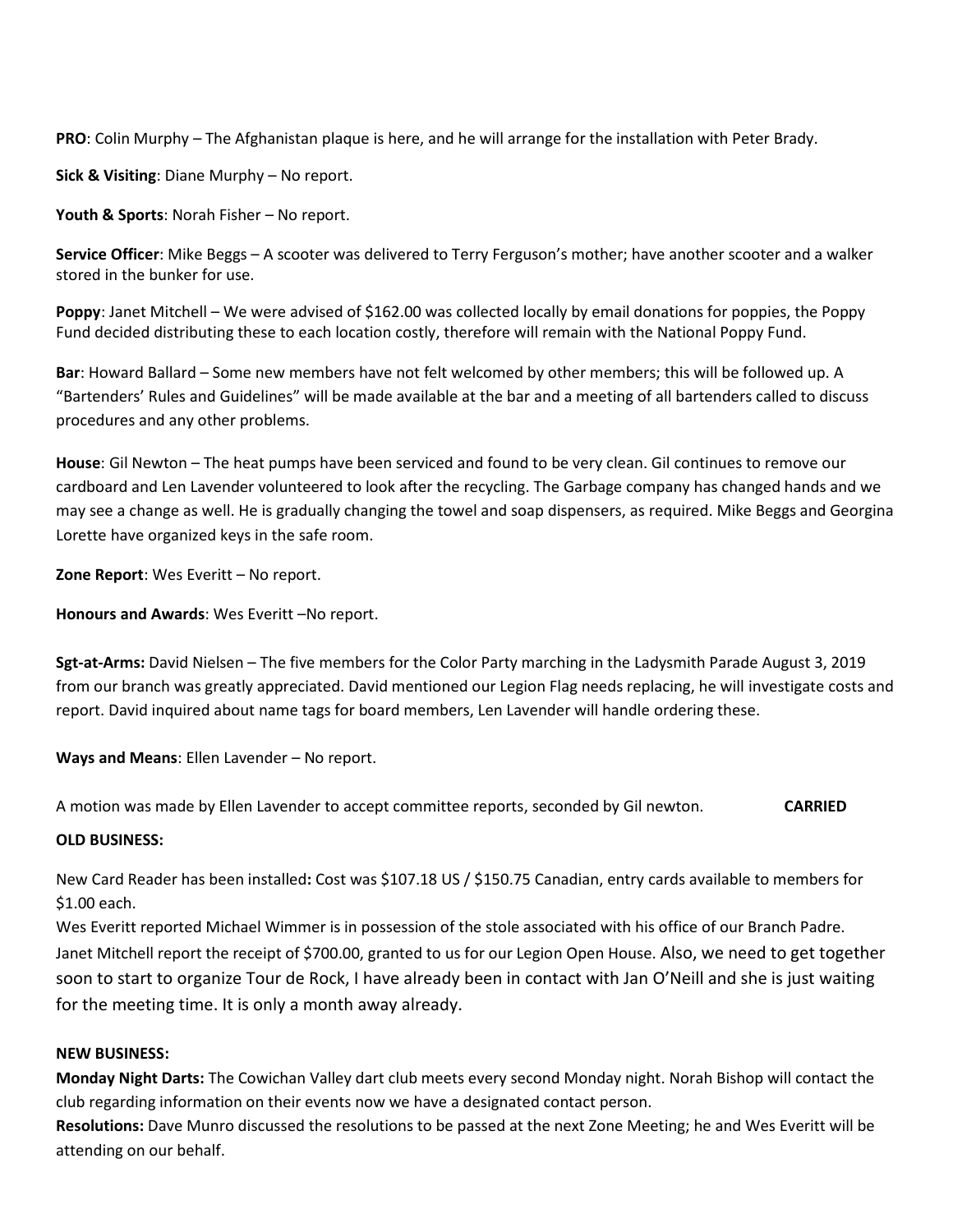**PRO**: Colin Murphy – The Afghanistan plaque is here, and he will arrange for the installation with Peter Brady.

**Sick & Visiting**: Diane Murphy – No report.

**Youth & Sports**: Norah Fisher – No report.

**Service Officer**: Mike Beggs – A scooter was delivered to Terry Ferguson's mother; have another scooter and a walker stored in the bunker for use.

**Poppy**: Janet Mitchell – We were advised of $162.00 was collected locally by email donations for poppies, the Poppy Fund decided distributing these to each location costly, therefore will remain with the National Poppy Fund.

**Bar**: Howard Ballard – Some new members have not felt welcomed by other members; this will be followed up. A "Bartenders' Rules and Guidelines" will be made available at the bar and a meeting of all bartenders called to discuss procedures and any other problems.

**House**: Gil Newton – The heat pumps have been serviced and found to be very clean. Gil continues to remove our cardboard and Len Lavender volunteered to look after the recycling. The Garbage company has changed hands and we may see a change as well. He is gradually changing the towel and soap dispensers, as required. Mike Beggs and Georgina Lorette have organized keys in the safe room.

**Zone Report**: Wes Everitt – No report.

**Honours and Awards**: Wes Everitt –No report.

**Sgt-at-Arms:** David Nielsen – The five members for the Color Party marching in the Ladysmith Parade August 3, 2019 from our branch was greatly appreciated. David mentioned our Legion Flag needs replacing, he will investigate costs and report. David inquired about name tags for board members, Len Lavender will handle ordering these.

**Ways and Means**: Ellen Lavender – No report.

A motion was made by Ellen Lavender to accept committee reports, seconded by Gil newton. **CARRIED**

**OLD BUSINESS:**

New Card Reader has been installed**:** Cost was $107.18 US / $150.75 Canadian, entry cards available to members for $1.00 each.
Wes Everitt reported Michael Wimmer is in possession of the stole associated with his office of our Branch Padre.
Janet Mitchell report the receipt of $700.00, granted to us for our Legion Open House. Also, we need to get together soon to start to organize Tour de Rock, I have already been in contact with Jan O'Neill and she is just waiting for the meeting time. It is only a month away already.

**NEW BUSINESS:**
**Monday Night Darts:** The Cowichan Valley dart club meets every second Monday night. Norah Bishop will contact the club regarding information on their events now we have a designated contact person.
**Resolutions:** Dave Munro discussed the resolutions to be passed at the next Zone Meeting; he and Wes Everitt will be attending on our behalf.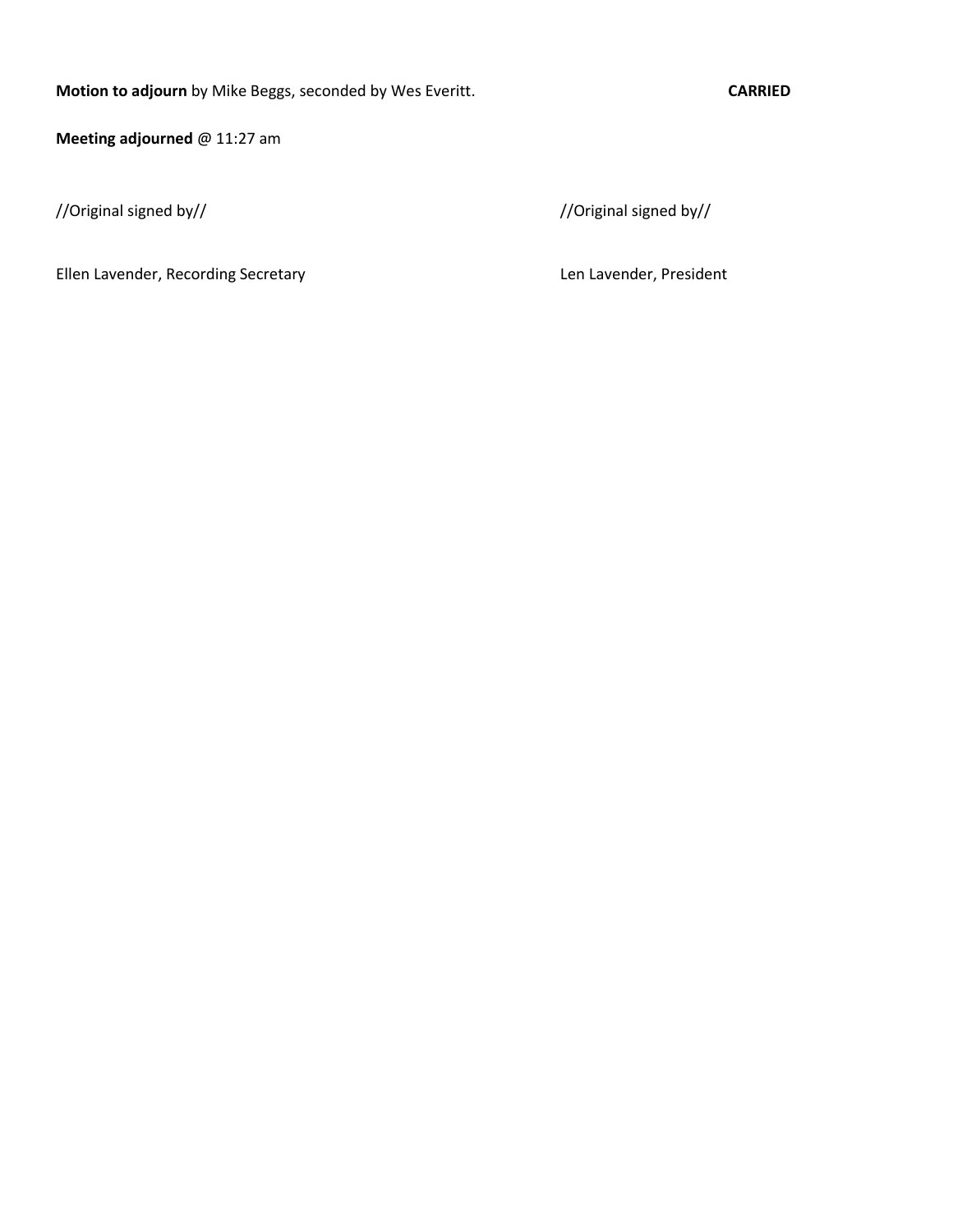**Motion to adjourn** by Mike Beggs, seconded by Wes Everitt. **CARRIED**

**Meeting adjourned** @ 11:27 am

//Original signed by//

Ellen Lavender, Recording Secretary

//Original signed by//

Len Lavender, President